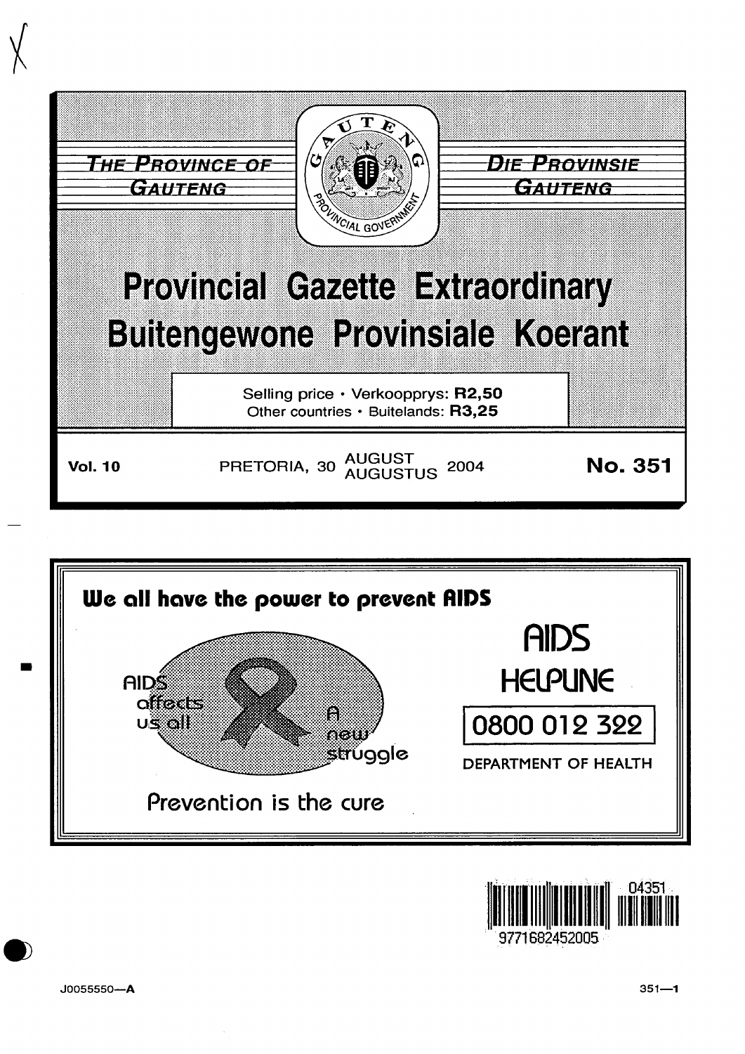THE PROVINCE OF GAUTENG

DIE PROVINSIE GAUTENG

# Provincial Gazette Extraordinary

# Buitengewone Provinsiale Koerant

Selling price • Verkoopprys: **R2,50**
Other countries • Buitelands: **R3,25**

**Vol. 10** PRETORIA, 30 AUGUST AUGUSTUS 2004 **No. 351**

**We all have the power to prevent AIDS**

AIDS affects us all

A new struggle

Prevention is the cure

AIDS HELPLINE

0800 012 322

DEPARTMENT OF HEALTH

J0055550—A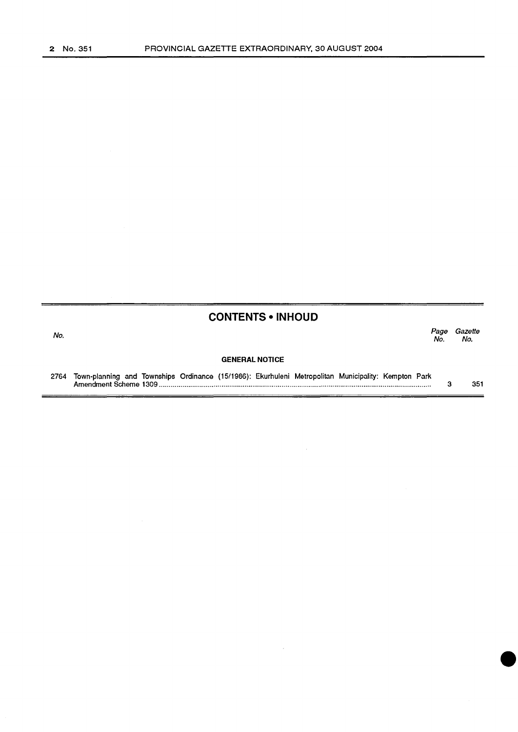## CONTENTS • INHOUD

| No. | | Page No. | Gazette No. |
|---|---|---|---|
| | **GENERAL NOTICE** | | |
| 2764 | Town-planning and Townships Ordinance (15/1986): Ekurhuleni Metropolitan Municipality: Kempton Park Amendment Scheme 1309 | 3 | 351 |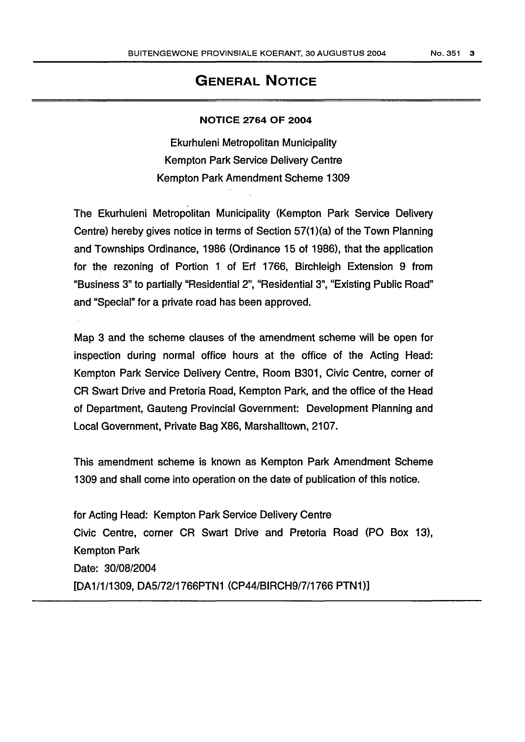# GENERAL NOTICE

## NOTICE 2764 OF 2004

Ekurhuleni Metropolitan Municipality
Kempton Park Service Delivery Centre
Kempton Park Amendment Scheme 1309

The Ekurhuleni Metropolitan Municipality (Kempton Park Service Delivery Centre) hereby gives notice in terms of Section 57(1)(a) of the Town Planning and Townships Ordinance, 1986 (Ordinance 15 of 1986), that the application for the rezoning of Portion 1 of Erf 1766, Birchleigh Extension 9 from "Business 3" to partially "Residential 2", "Residential 3", "Existing Public Road" and "Special" for a private road has been approved.

Map 3 and the scheme clauses of the amendment scheme will be open for inspection during normal office hours at the office of the Acting Head: Kempton Park Service Delivery Centre, Room B301, Civic Centre, corner of CR Swart Drive and Pretoria Road, Kempton Park, and the office of the Head of Department, Gauteng Provincial Government: Development Planning and Local Government, Private Bag X86, Marshalltown, 2107.

This amendment scheme is known as Kempton Park Amendment Scheme 1309 and shall come into operation on the date of publication of this notice.

for Acting Head: Kempton Park Service Delivery Centre
Civic Centre, corner CR Swart Drive and Pretoria Road (PO Box 13), Kempton Park
Date: 30/08/2004
[DA1/1/1309, DA5/72/1766PTN1 (CP44/BIRCH9/7/1766 PTN1)]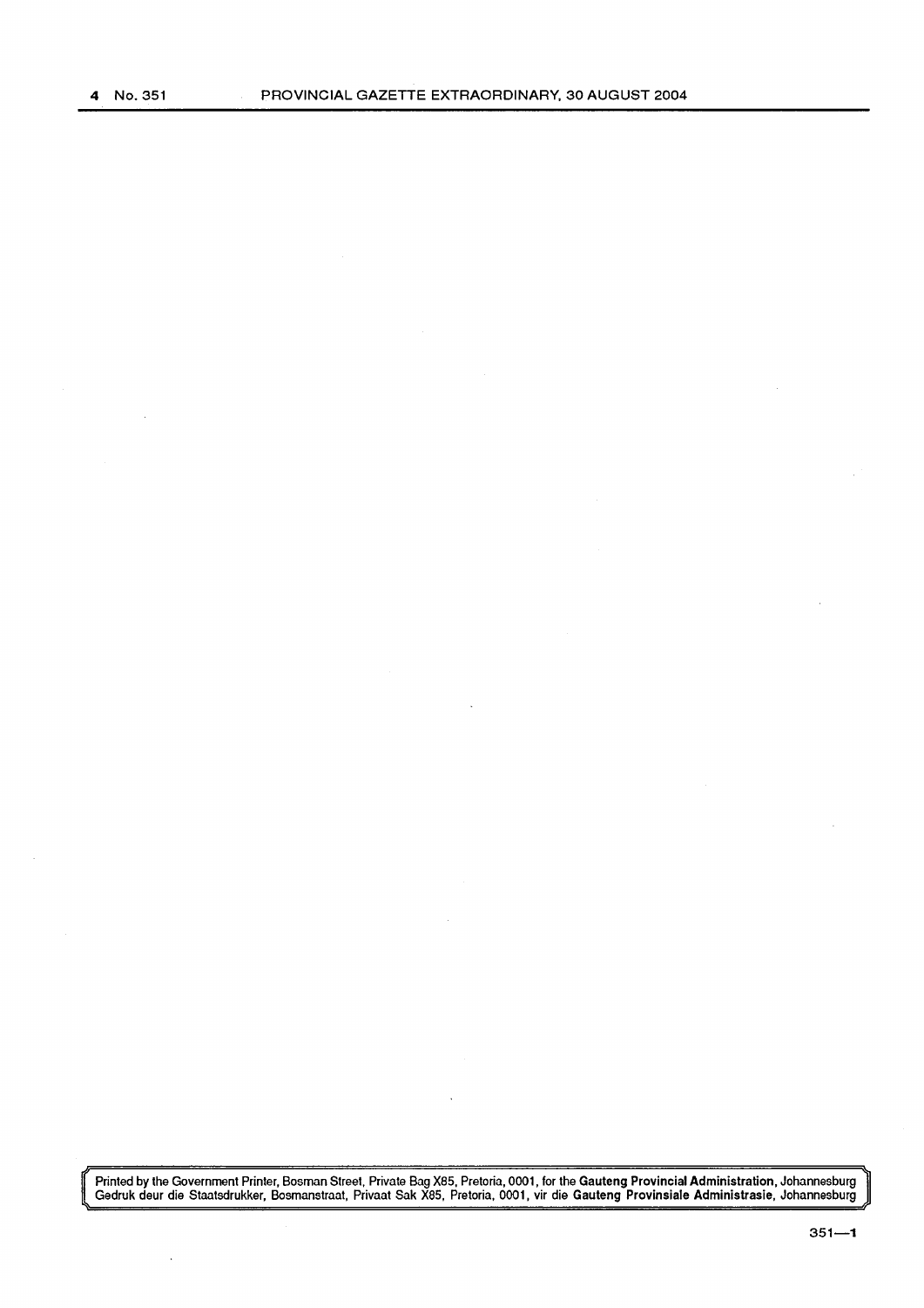Printed by the Government Printer, Bosman Street, Private Bag X85, Pretoria, 0001, for the **Gauteng Provincial Administration**, Johannesburg
Gedruk deur die Staatsdrukker, Bosmanstraat, Privaat Sak X85, Pretoria, 0001, vir die **Gauteng Provinsiale Administrasie**, Johannesburg

351—1